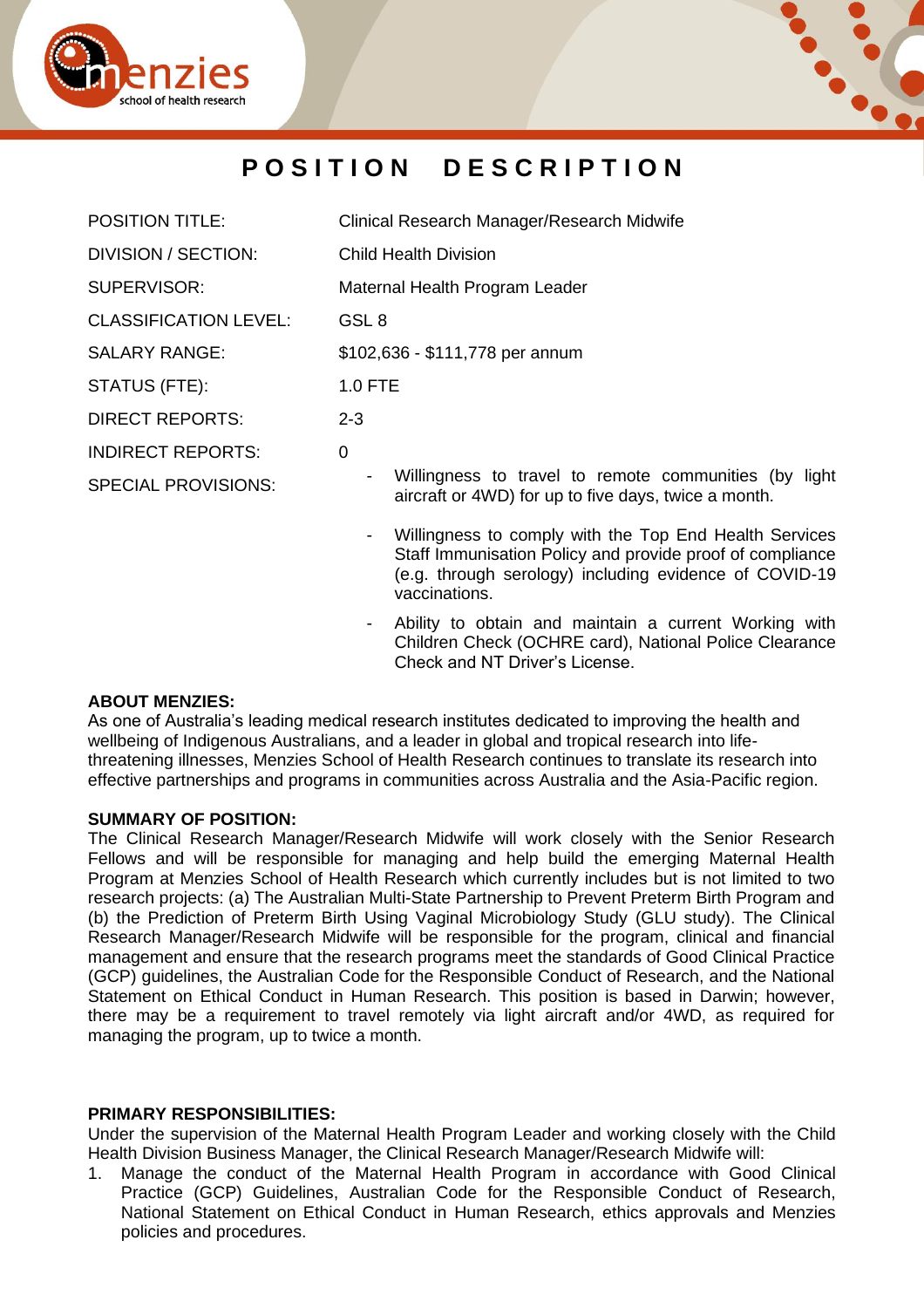# POSITION DESCRIPTION

| | |
|---|---|
| POSITION TITLE: | Clinical Research Manager/Research Midwife |
| DIVISION / SECTION: | Child Health Division |
| SUPERVISOR: | Maternal Health Program Leader |
| CLASSIFICATION LEVEL: | GSL 8 |
| SALARY RANGE: | $102,636 - $111,778 per annum |
| STATUS (FTE): | 1.0 FTE |
| DIRECT REPORTS: | 2-3 |
| INDIRECT REPORTS: | 0 |
| SPECIAL PROVISIONS: | - Willingness to travel to remote communities (by light aircraft or 4WD) for up to five days, twice a month.<br>- Willingness to comply with the Top End Health Services Staff Immunisation Policy and provide proof of compliance (e.g. through serology) including evidence of COVID-19 vaccinations.<br>- Ability to obtain and maintain a current Working with Children Check (OCHRE card), National Police Clearance Check and NT Driver's License. |

**ABOUT MENZIES:**
As one of Australia's leading medical research institutes dedicated to improving the health and wellbeing of Indigenous Australians, and a leader in global and tropical research into life-threatening illnesses, Menzies School of Health Research continues to translate its research into effective partnerships and programs in communities across Australia and the Asia-Pacific region.

**SUMMARY OF POSITION:**
The Clinical Research Manager/Research Midwife will work closely with the Senior Research Fellows and will be responsible for managing and help build the emerging Maternal Health Program at Menzies School of Health Research which currently includes but is not limited to two research projects: (a) The Australian Multi-State Partnership to Prevent Preterm Birth Program and (b) the Prediction of Preterm Birth Using Vaginal Microbiology Study (GLU study). The Clinical Research Manager/Research Midwife will be responsible for the program, clinical and financial management and ensure that the research programs meet the standards of Good Clinical Practice (GCP) guidelines, the Australian Code for the Responsible Conduct of Research, and the National Statement on Ethical Conduct in Human Research. This position is based in Darwin; however, there may be a requirement to travel remotely via light aircraft and/or 4WD, as required for managing the program, up to twice a month.

**PRIMARY RESPONSIBILITIES:**
Under the supervision of the Maternal Health Program Leader and working closely with the Child Health Division Business Manager, the Clinical Research Manager/Research Midwife will:

1. Manage the conduct of the Maternal Health Program in accordance with Good Clinical Practice (GCP) Guidelines, Australian Code for the Responsible Conduct of Research, National Statement on Ethical Conduct in Human Research, ethics approvals and Menzies policies and procedures.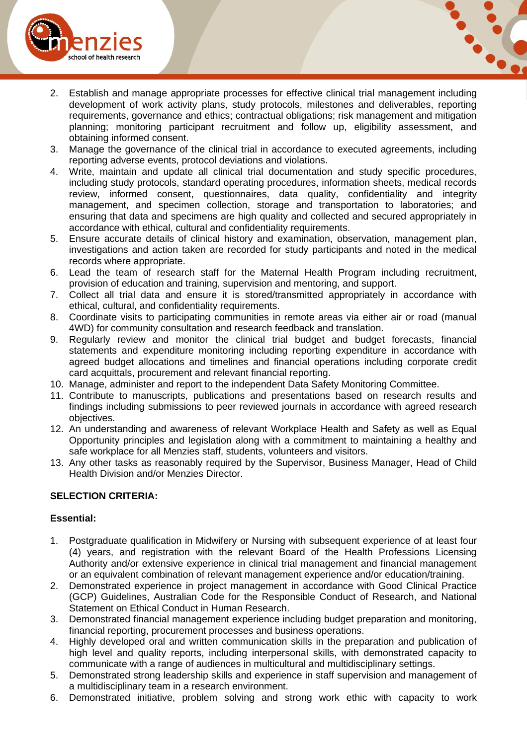2. Establish and manage appropriate processes for effective clinical trial management including development of work activity plans, study protocols, milestones and deliverables, reporting requirements, governance and ethics; contractual obligations; risk management and mitigation planning; monitoring participant recruitment and follow up, eligibility assessment, and obtaining informed consent.
3. Manage the governance of the clinical trial in accordance to executed agreements, including reporting adverse events, protocol deviations and violations.
4. Write, maintain and update all clinical trial documentation and study specific procedures, including study protocols, standard operating procedures, information sheets, medical records review, informed consent, questionnaires, data quality, confidentiality and integrity management, and specimen collection, storage and transportation to laboratories; and ensuring that data and specimens are high quality and collected and secured appropriately in accordance with ethical, cultural and confidentiality requirements.
5. Ensure accurate details of clinical history and examination, observation, management plan, investigations and action taken are recorded for study participants and noted in the medical records where appropriate.
6. Lead the team of research staff for the Maternal Health Program including recruitment, provision of education and training, supervision and mentoring, and support.
7. Collect all trial data and ensure it is stored/transmitted appropriately in accordance with ethical, cultural, and confidentiality requirements.
8. Coordinate visits to participating communities in remote areas via either air or road (manual 4WD) for community consultation and research feedback and translation.
9. Regularly review and monitor the clinical trial budget and budget forecasts, financial statements and expenditure monitoring including reporting expenditure in accordance with agreed budget allocations and timelines and financial operations including corporate credit card acquittals, procurement and relevant financial reporting.
10. Manage, administer and report to the independent Data Safety Monitoring Committee.
11. Contribute to manuscripts, publications and presentations based on research results and findings including submissions to peer reviewed journals in accordance with agreed research objectives.
12. An understanding and awareness of relevant Workplace Health and Safety as well as Equal Opportunity principles and legislation along with a commitment to maintaining a healthy and safe workplace for all Menzies staff, students, volunteers and visitors.
13. Any other tasks as reasonably required by the Supervisor, Business Manager, Head of Child Health Division and/or Menzies Director.

**SELECTION CRITERIA:**

**Essential:**

1. Postgraduate qualification in Midwifery or Nursing with subsequent experience of at least four (4) years, and registration with the relevant Board of the Health Professions Licensing Authority and/or extensive experience in clinical trial management and financial management or an equivalent combination of relevant management experience and/or education/training.
2. Demonstrated experience in project management in accordance with Good Clinical Practice (GCP) Guidelines, Australian Code for the Responsible Conduct of Research, and National Statement on Ethical Conduct in Human Research.
3. Demonstrated financial management experience including budget preparation and monitoring, financial reporting, procurement processes and business operations.
4. Highly developed oral and written communication skills in the preparation and publication of high level and quality reports, including interpersonal skills, with demonstrated capacity to communicate with a range of audiences in multicultural and multidisciplinary settings.
5. Demonstrated strong leadership skills and experience in staff supervision and management of a multidisciplinary team in a research environment.
6. Demonstrated initiative, problem solving and strong work ethic with capacity to work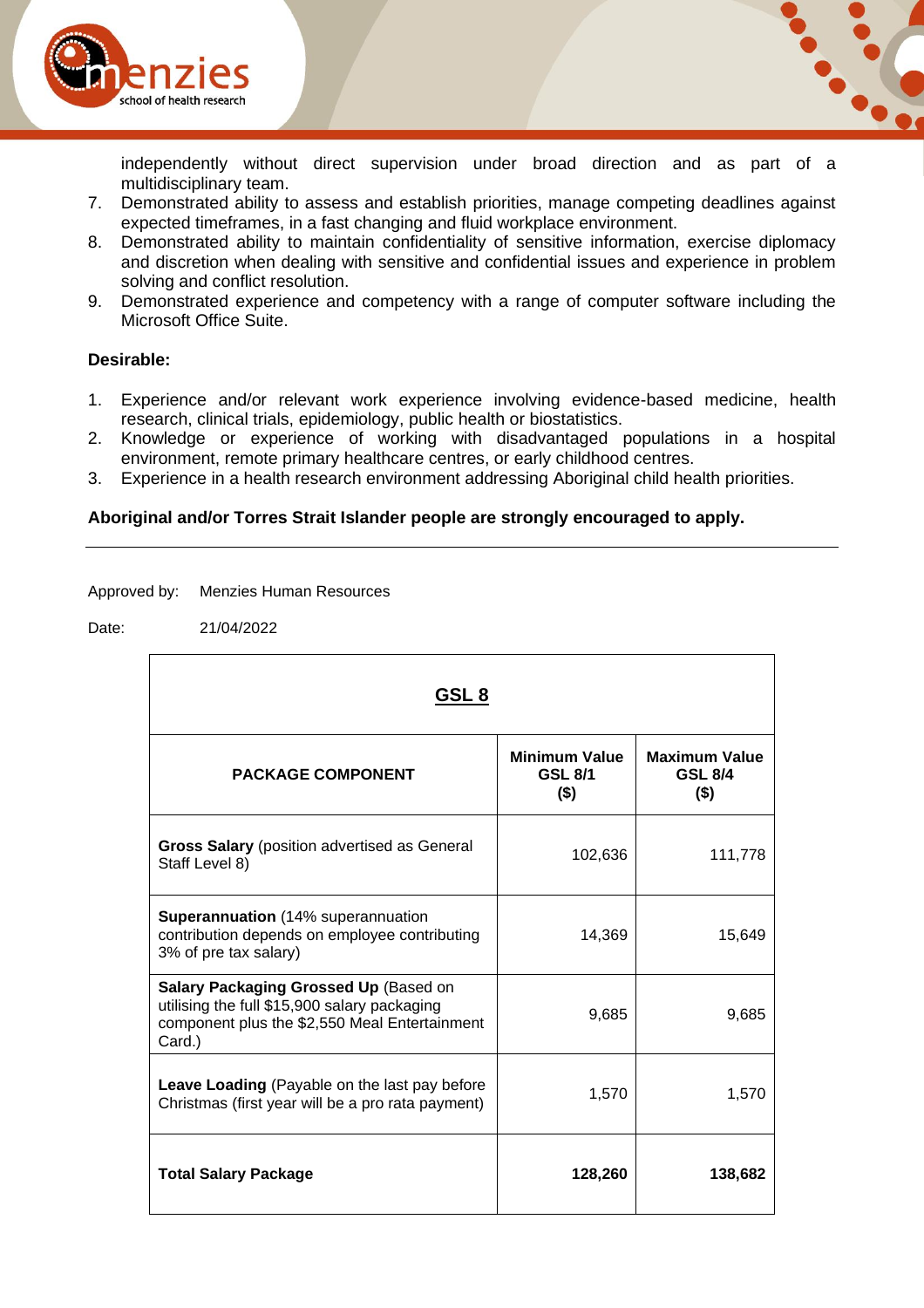independently without direct supervision under broad direction and as part of a multidisciplinary team.

7. Demonstrated ability to assess and establish priorities, manage competing deadlines against expected timeframes, in a fast changing and fluid workplace environment.
8. Demonstrated ability to maintain confidentiality of sensitive information, exercise diplomacy and discretion when dealing with sensitive and confidential issues and experience in problem solving and conflict resolution.
9. Demonstrated experience and competency with a range of computer software including the Microsoft Office Suite.

**Desirable:**

1. Experience and/or relevant work experience involving evidence-based medicine, health research, clinical trials, epidemiology, public health or biostatistics.
2. Knowledge or experience of working with disadvantaged populations in a hospital environment, remote primary healthcare centres, or early childhood centres.
3. Experience in a health research environment addressing Aboriginal child health priorities.

**Aboriginal and/or Torres Strait Islander people are strongly encouraged to apply.**

---

Approved by: Menzies Human Resources

Date: 21/04/2022

| **GSL 8** | | |
|---|---|---|
| **PACKAGE COMPONENT** | **Minimum Value GSL 8/1 ($)** | **Maximum Value GSL 8/4 ($)** |
| **Gross Salary** (position advertised as General Staff Level 8) | 102,636 | 111,778 |
| **Superannuation** (14% superannuation contribution depends on employee contributing 3% of pre tax salary) | 14,369 | 15,649 |
| **Salary Packaging Grossed Up** (Based on utilising the full $15,900 salary packaging component plus the $2,550 Meal Entertainment Card.) | 9,685 | 9,685 |
| **Leave Loading** (Payable on the last pay before Christmas (first year will be a pro rata payment) | 1,570 | 1,570 |
| **Total Salary Package** | **128,260** | **138,682** |